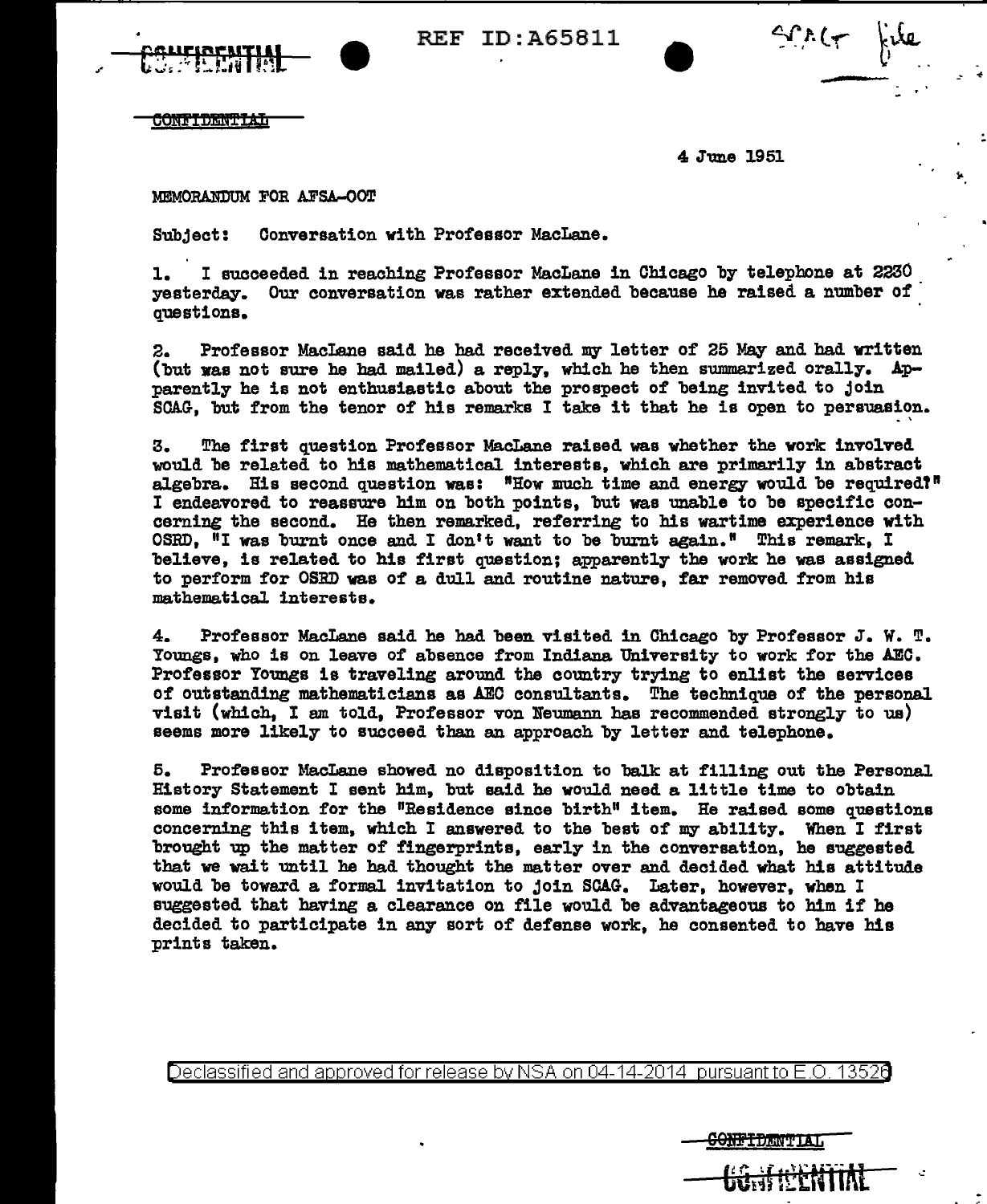CONFIDENTIAL

REF ID:A65811

SCAG file

CONFIDENTIAL

4 June 1951

MEMORANDUM FOR AFSA-OOT

Subject: Conversation with Professor MacLane.

1. I succeeded in reaching Professor MacLane in Chicago by telephone at 2230 yesterday. Our conversation was rather extended because he raised a number of questions.

2. Professor MacLane said he had received my letter of 25 May and had written (but was not sure he had mailed) a reply, which he then summarized orally. Apparently he is not enthusiastic about the prospect of being invited to join SCAG, but from the tenor of his remarks I take it that he is open to persuasion.

3. The first question Professor MacLane raised was whether the work involved would be related to his mathematical interests, which are primarily in abstract algebra. His second question was: "How much time and energy would be required?" I endeavored to reassure him on both points, but was unable to be specific concerning the second. He then remarked, referring to his wartime experience with OSRD, "I was burnt once and I don't want to be burnt again." This remark, I believe, is related to his first question; apparently the work he was assigned to perform for OSRD was of a dull and routine nature, far removed from his mathematical interests.

4. Professor MacLane said he had been visited in Chicago by Professor J. W. T. Youngs, who is on leave of absence from Indiana University to work for the AEC. Professor Youngs is traveling around the country trying to enlist the services of outstanding mathematicians as AEC consultants. The technique of the personal visit (which, I am told, Professor von Neumann has recommended strongly to us) seems more likely to succeed than an approach by letter and telephone.

5. Professor MacLane showed no disposition to balk at filling out the Personal History Statement I sent him, but said he would need a little time to obtain some information for the "Residence since birth" item. He raised some questions concerning this item, which I answered to the best of my ability. When I first brought up the matter of fingerprints, early in the conversation, he suggested that we wait until he had thought the matter over and decided what his attitude would be toward a formal invitation to join SCAG. Later, however, when I suggested that having a clearance on file would be advantageous to him if he decided to participate in any sort of defense work, he consented to have his prints taken.

Declassified and approved for release by NSA on 04-14-2014 pursuant to E.O. 13526

CONFIDENTIAL

CONFIDENTIAL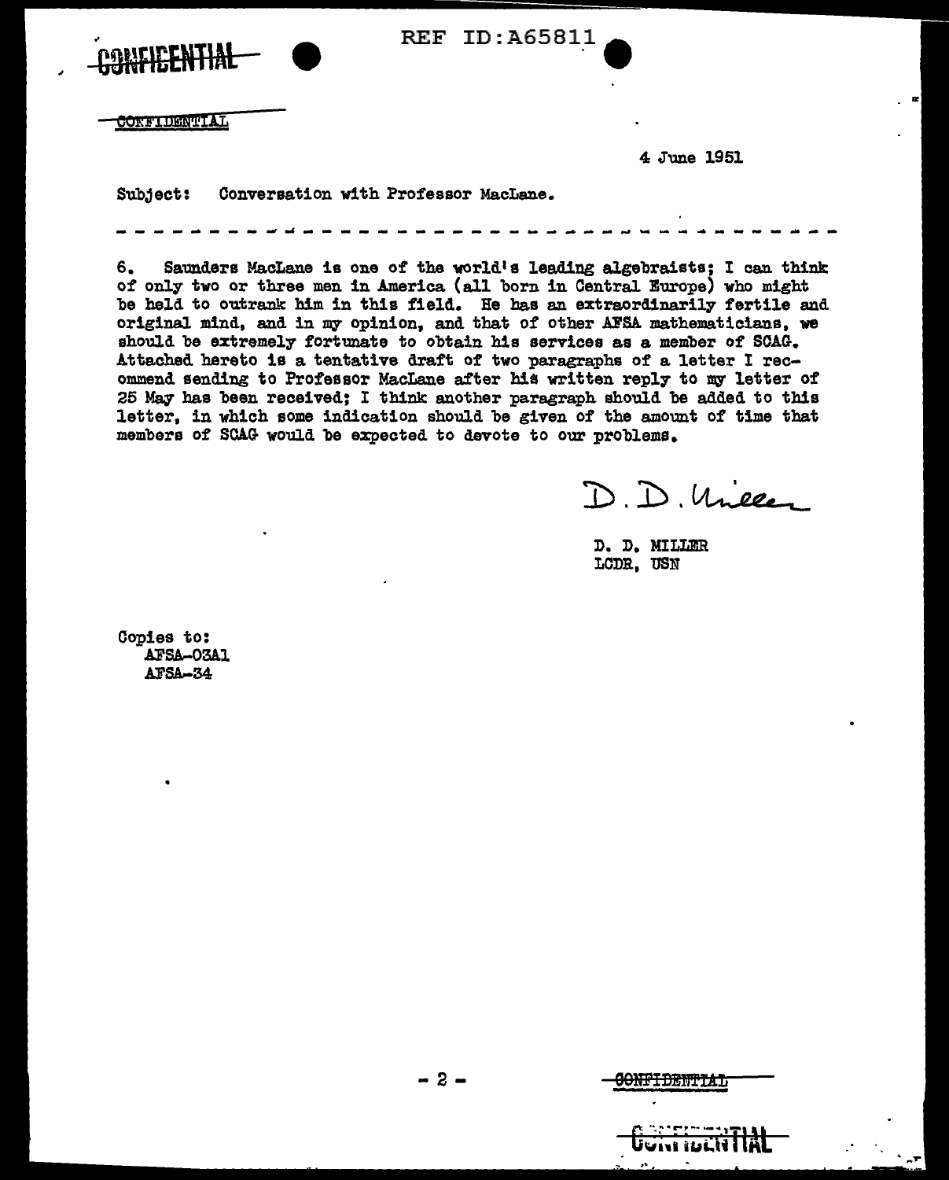CONFIDENTIAL

CONFIDENTIAL

4 June 1951

Subject: Conversation with Professor MacLane.

- - - - - - - - - - - - - - - - - - - - - - - - - - - - - - - - - - - - -

6. Saunders MacLane is one of the world's leading algebraists; I can think of only two or three men in America (all born in Central Europe) who might be held to outrank him in this field. He has an extraordinarily fertile and original mind, and in my opinion, and that of other AFSA mathematicians, we should be extremely fortunate to obtain his services as a member of SCAG. Attached hereto is a tentative draft of two paragraphs of a letter I recommend sending to Professor MacLane after his written reply to my letter of 25 May has been received; I think another paragraph should be added to this letter, in which some indication should be given of the amount of time that members of SCAG would be expected to devote to our problems.

D. D. Miller

D. D. MILLER
LCDR, USN

Copies to:
AFSA-03A1
AFSA-34

CONFIDENTIAL

CONFIDENTIAL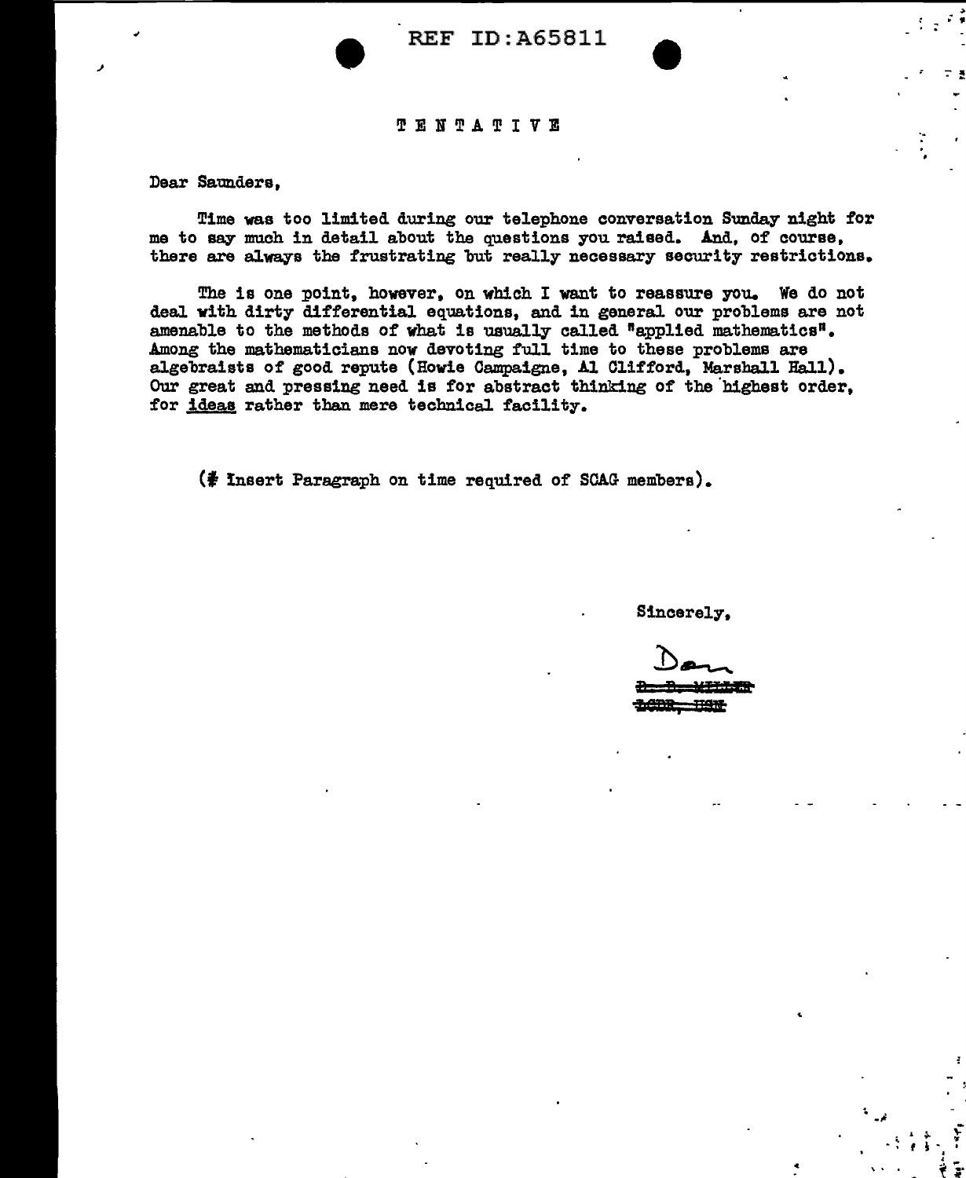REF ID:A65811

TENTATIVE

Dear Saunders,

Time was too limited during our telephone conversation Sunday night for me to say much in detail about the questions you raised. And, of course, there are always the frustrating but really necessary security restrictions.

The is one point, however, on which I want to reassure you. We do not deal with dirty differential equations, and in general our problems are not amenable to the methods of what is usually called "applied mathematics". Among the mathematicians now devoting full time to these problems are algebraists of good repute (Howie Campaigne, Al Clifford, Marshall Hall). Our great and pressing need is for abstract thinking of the highest order, for <u>ideas</u> rather than mere technical facility.

(# Insert Paragraph on time required of SCAG members).

Sincerely,

Dan

~~D. D. MILLER~~
~~LCDR, USN~~